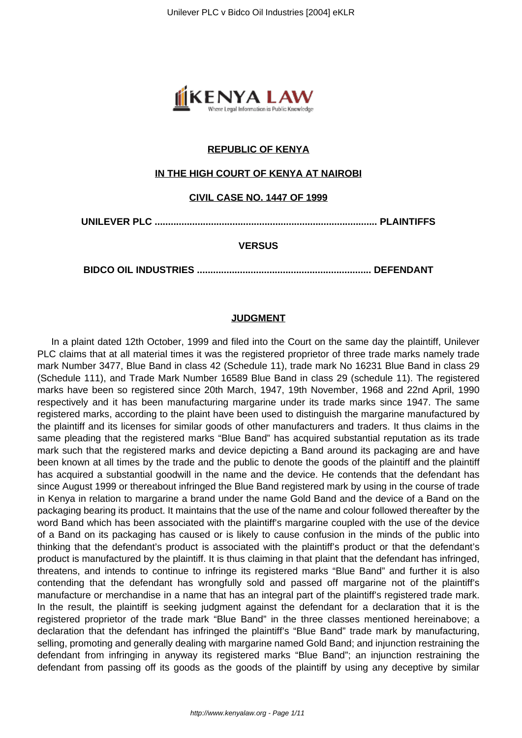**REPUBLIC OF KENYA**

**IN THE HIGH COURT OF KENYA AT NAIROBI**

**CIVIL CASE NO. 1447 OF 1999**

**UNILEVER PLC .................................................................................. PLAINTIFFS**

**VERSUS**

**BIDCO OIL INDUSTRIES ................................................................ DEFENDANT**

**JUDGMENT**

In a plaint dated 12th October, 1999 and filed into the Court on the same day the plaintiff, Unilever PLC claims that at all material times it was the registered proprietor of three trade marks namely trade mark Number 3477, Blue Band in class 42 (Schedule 11), trade mark No 16231 Blue Band in class 29 (Schedule 111), and Trade Mark Number 16589 Blue Band in class 29 (schedule 11). The registered marks have been so registered since 20th March, 1947, 19th November, 1968 and 22nd April, 1990 respectively and it has been manufacturing margarine under its trade marks since 1947. The same registered marks, according to the plaint have been used to distinguish the margarine manufactured by the plaintiff and its licenses for similar goods of other manufacturers and traders. It thus claims in the same pleading that the registered marks "Blue Band" has acquired substantial reputation as its trade mark such that the registered marks and device depicting a Band around its packaging are and have been known at all times by the trade and the public to denote the goods of the plaintiff and the plaintiff has acquired a substantial goodwill in the name and the device. He contends that the defendant has since August 1999 or thereabout infringed the Blue Band registered mark by using in the course of trade in Kenya in relation to margarine a brand under the name Gold Band and the device of a Band on the packaging bearing its product. It maintains that the use of the name and colour followed thereafter by the word Band which has been associated with the plaintiff's margarine coupled with the use of the device of a Band on its packaging has caused or is likely to cause confusion in the minds of the public into thinking that the defendant's product is associated with the plaintiff's product or that the defendant's product is manufactured by the plaintiff. It is thus claiming in that plaint that the defendant has infringed, threatens, and intends to continue to infringe its registered marks "Blue Band" and further it is also contending that the defendant has wrongfully sold and passed off margarine not of the plaintiff's manufacture or merchandise in a name that has an integral part of the plaintiff's registered trade mark. In the result, the plaintiff is seeking judgment against the defendant for a declaration that it is the registered proprietor of the trade mark "Blue Band" in the three classes mentioned hereinabove; a declaration that the defendant has infringed the plaintiff's "Blue Band" trade mark by manufacturing, selling, promoting and generally dealing with margarine named Gold Band; and injunction restraining the defendant from infringing in anyway its registered marks "Blue Band"; an injunction restraining the defendant from passing off its goods as the goods of the plaintiff by using any deceptive by similar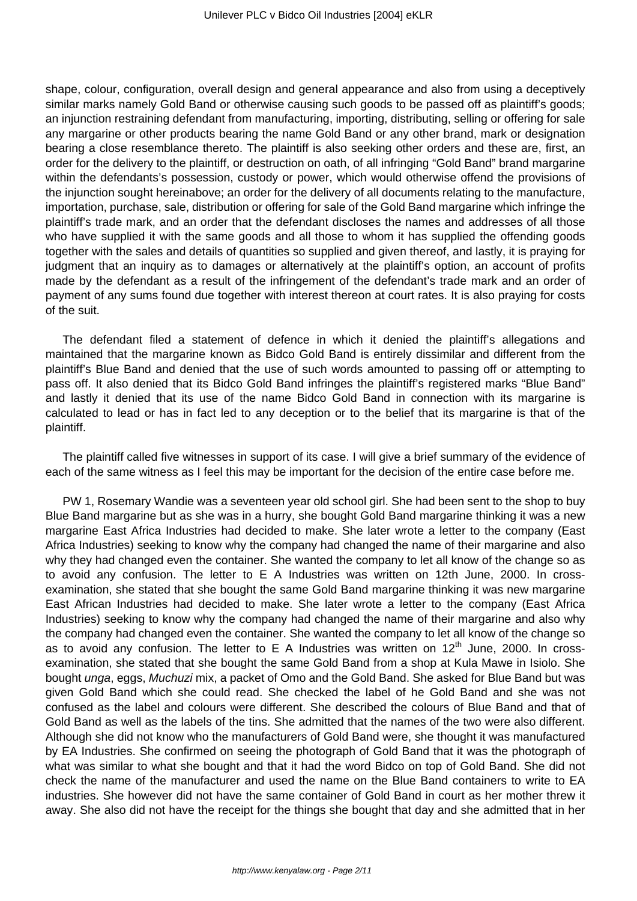shape, colour, configuration, overall design and general appearance and also from using a deceptively similar marks namely Gold Band or otherwise causing such goods to be passed off as plaintiff's goods; an injunction restraining defendant from manufacturing, importing, distributing, selling or offering for sale any margarine or other products bearing the name Gold Band or any other brand, mark or designation bearing a close resemblance thereto. The plaintiff is also seeking other orders and these are, first, an order for the delivery to the plaintiff, or destruction on oath, of all infringing "Gold Band" brand margarine within the defendants's possession, custody or power, which would otherwise offend the provisions of the injunction sought hereinabove; an order for the delivery of all documents relating to the manufacture, importation, purchase, sale, distribution or offering for sale of the Gold Band margarine which infringe the plaintiff's trade mark, and an order that the defendant discloses the names and addresses of all those who have supplied it with the same goods and all those to whom it has supplied the offending goods together with the sales and details of quantities so supplied and given thereof, and lastly, it is praying for judgment that an inquiry as to damages or alternatively at the plaintiff's option, an account of profits made by the defendant as a result of the infringement of the defendant's trade mark and an order of payment of any sums found due together with interest thereon at court rates. It is also praying for costs of the suit.

The defendant filed a statement of defence in which it denied the plaintiff's allegations and maintained that the margarine known as Bidco Gold Band is entirely dissimilar and different from the plaintiff's Blue Band and denied that the use of such words amounted to passing off or attempting to pass off. It also denied that its Bidco Gold Band infringes the plaintiff's registered marks "Blue Band" and lastly it denied that its use of the name Bidco Gold Band in connection with its margarine is calculated to lead or has in fact led to any deception or to the belief that its margarine is that of the plaintiff.

The plaintiff called five witnesses in support of its case. I will give a brief summary of the evidence of each of the same witness as I feel this may be important for the decision of the entire case before me.

PW 1, Rosemary Wandie was a seventeen year old school girl. She had been sent to the shop to buy Blue Band margarine but as she was in a hurry, she bought Gold Band margarine thinking it was a new margarine East Africa Industries had decided to make. She later wrote a letter to the company (East Africa Industries) seeking to know why the company had changed the name of their margarine and also why they had changed even the container. She wanted the company to let all know of the change so as to avoid any confusion. The letter to E A Industries was written on 12th June, 2000. In cross-examination, she stated that she bought the same Gold Band margarine thinking it was new margarine East African Industries had decided to make. She later wrote a letter to the company (East Africa Industries) seeking to know why the company had changed the name of their margarine and also why the company had changed even the container. She wanted the company to let all know of the change so as to avoid any confusion. The letter to E A Industries was written on 12th June, 2000. In cross-examination, she stated that she bought the same Gold Band from a shop at Kula Mawe in Isiolo. She bought *unga*, eggs, *Muchuzi* mix, a packet of Omo and the Gold Band. She asked for Blue Band but was given Gold Band which she could read. She checked the label of he Gold Band and she was not confused as the label and colours were different. She described the colours of Blue Band and that of Gold Band as well as the labels of the tins. She admitted that the names of the two were also different. Although she did not know who the manufacturers of Gold Band were, she thought it was manufactured by EA Industries. She confirmed on seeing the photograph of Gold Band that it was the photograph of what was similar to what she bought and that it had the word Bidco on top of Gold Band. She did not check the name of the manufacturer and used the name on the Blue Band containers to write to EA industries. She however did not have the same container of Gold Band in court as her mother threw it away. She also did not have the receipt for the things she bought that day and she admitted that in her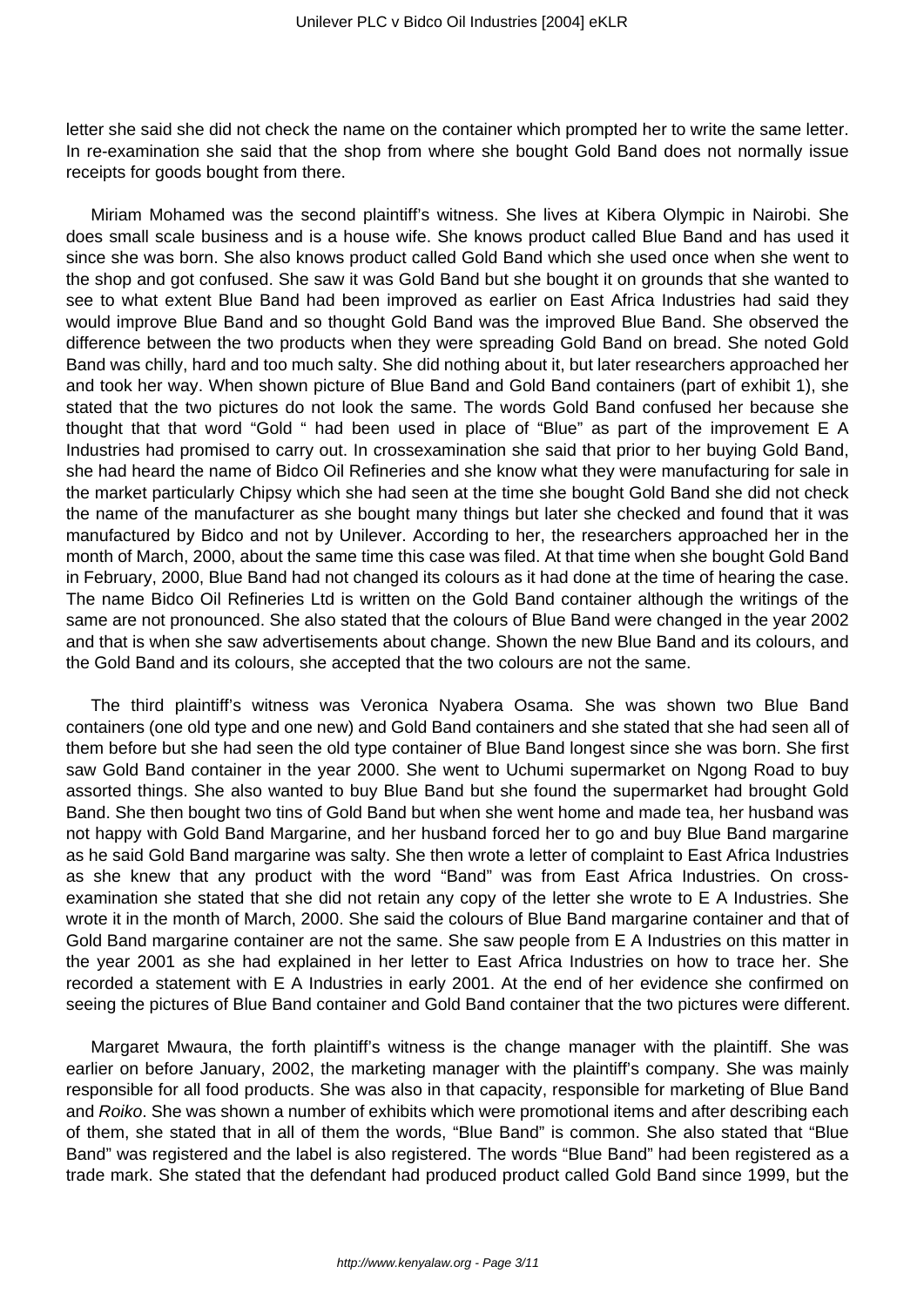letter she said she did not check the name on the container which prompted her to write the same letter. In re-examination she said that the shop from where she bought Gold Band does not normally issue receipts for goods bought from there.

Miriam Mohamed was the second plaintiff's witness. She lives at Kibera Olympic in Nairobi. She does small scale business and is a house wife. She knows product called Blue Band and has used it since she was born. She also knows product called Gold Band which she used once when she went to the shop and got confused. She saw it was Gold Band but she bought it on grounds that she wanted to see to what extent Blue Band had been improved as earlier on East Africa Industries had said they would improve Blue Band and so thought Gold Band was the improved Blue Band. She observed the difference between the two products when they were spreading Gold Band on bread. She noted Gold Band was chilly, hard and too much salty. She did nothing about it, but later researchers approached her and took her way. When shown picture of Blue Band and Gold Band containers (part of exhibit 1), she stated that the two pictures do not look the same. The words Gold Band confused her because she thought that that word "Gold " had been used in place of "Blue" as part of the improvement E A Industries had promised to carry out. In crossexamination she said that prior to her buying Gold Band, she had heard the name of Bidco Oil Refineries and she know what they were manufacturing for sale in the market particularly Chipsy which she had seen at the time she bought Gold Band she did not check the name of the manufacturer as she bought many things but later she checked and found that it was manufactured by Bidco and not by Unilever. According to her, the researchers approached her in the month of March, 2000, about the same time this case was filed. At that time when she bought Gold Band in February, 2000, Blue Band had not changed its colours as it had done at the time of hearing the case. The name Bidco Oil Refineries Ltd is written on the Gold Band container although the writings of the same are not pronounced. She also stated that the colours of Blue Band were changed in the year 2002 and that is when she saw advertisements about change. Shown the new Blue Band and its colours, and the Gold Band and its colours, she accepted that the two colours are not the same.

The third plaintiff's witness was Veronica Nyabera Osama. She was shown two Blue Band containers (one old type and one new) and Gold Band containers and she stated that she had seen all of them before but she had seen the old type container of Blue Band longest since she was born. She first saw Gold Band container in the year 2000. She went to Uchumi supermarket on Ngong Road to buy assorted things. She also wanted to buy Blue Band but she found the supermarket had brought Gold Band. She then bought two tins of Gold Band but when she went home and made tea, her husband was not happy with Gold Band Margarine, and her husband forced her to go and buy Blue Band margarine as he said Gold Band margarine was salty. She then wrote a letter of complaint to East Africa Industries as she knew that any product with the word "Band" was from East Africa Industries. On cross-examination she stated that she did not retain any copy of the letter she wrote to E A Industries. She wrote it in the month of March, 2000. She said the colours of Blue Band margarine container and that of Gold Band margarine container are not the same. She saw people from E A Industries on this matter in the year 2001 as she had explained in her letter to East Africa Industries on how to trace her. She recorded a statement with E A Industries in early 2001. At the end of her evidence she confirmed on seeing the pictures of Blue Band container and Gold Band container that the two pictures were different.

Margaret Mwaura, the forth plaintiff's witness is the change manager with the plaintiff. She was earlier on before January, 2002, the marketing manager with the plaintiff's company. She was mainly responsible for all food products. She was also in that capacity, responsible for marketing of Blue Band and *Roiko*. She was shown a number of exhibits which were promotional items and after describing each of them, she stated that in all of them the words, "Blue Band" is common. She also stated that "Blue Band" was registered and the label is also registered. The words "Blue Band" had been registered as a trade mark. She stated that the defendant had produced product called Gold Band since 1999, but the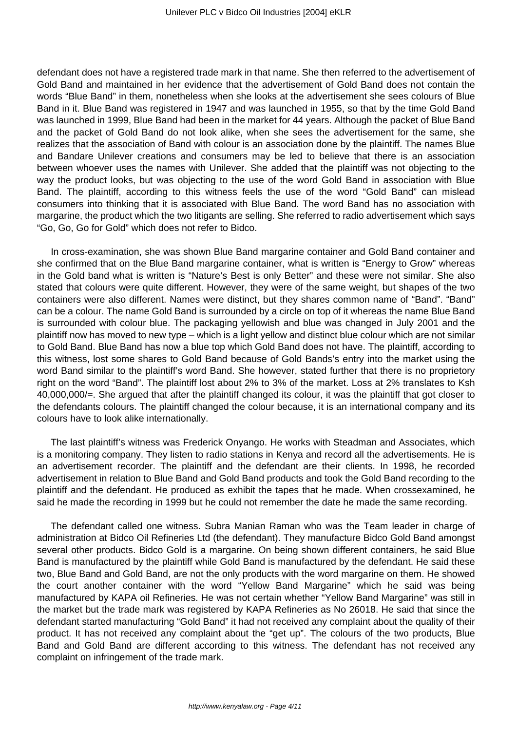defendant does not have a registered trade mark in that name. She then referred to the advertisement of Gold Band and maintained in her evidence that the advertisement of Gold Band does not contain the words "Blue Band" in them, nonetheless when she looks at the advertisement she sees colours of Blue Band in it. Blue Band was registered in 1947 and was launched in 1955, so that by the time Gold Band was launched in 1999, Blue Band had been in the market for 44 years. Although the packet of Blue Band and the packet of Gold Band do not look alike, when she sees the advertisement for the same, she realizes that the association of Band with colour is an association done by the plaintiff. The names Blue and Bandare Unilever creations and consumers may be led to believe that there is an association between whoever uses the names with Unilever. She added that the plaintiff was not objecting to the way the product looks, but was objecting to the use of the word Gold Band in association with Blue Band. The plaintiff, according to this witness feels the use of the word "Gold Band" can mislead consumers into thinking that it is associated with Blue Band. The word Band has no association with margarine, the product which the two litigants are selling. She referred to radio advertisement which says "Go, Go, Go for Gold" which does not refer to Bidco.

In cross-examination, she was shown Blue Band margarine container and Gold Band container and she confirmed that on the Blue Band margarine container, what is written is "Energy to Grow" whereas in the Gold band what is written is "Nature's Best is only Better" and these were not similar. She also stated that colours were quite different. However, they were of the same weight, but shapes of the two containers were also different. Names were distinct, but they shares common name of "Band". "Band" can be a colour. The name Gold Band is surrounded by a circle on top of it whereas the name Blue Band is surrounded with colour blue. The packaging yellowish and blue was changed in July 2001 and the plaintiff now has moved to new type – which is a light yellow and distinct blue colour which are not similar to Gold Band. Blue Band has now a blue top which Gold Band does not have. The plaintiff, according to this witness, lost some shares to Gold Band because of Gold Bands's entry into the market using the word Band similar to the plaintiff's word Band. She however, stated further that there is no proprietory right on the word "Band". The plaintiff lost about 2% to 3% of the market. Loss at 2% translates to Ksh 40,000,000/=. She argued that after the plaintiff changed its colour, it was the plaintiff that got closer to the defendants colours. The plaintiff changed the colour because, it is an international company and its colours have to look alike internationally.

The last plaintiff's witness was Frederick Onyango. He works with Steadman and Associates, which is a monitoring company. They listen to radio stations in Kenya and record all the advertisements. He is an advertisement recorder. The plaintiff and the defendant are their clients. In 1998, he recorded advertisement in relation to Blue Band and Gold Band products and took the Gold Band recording to the plaintiff and the defendant. He produced as exhibit the tapes that he made. When crossexamined, he said he made the recording in 1999 but he could not remember the date he made the same recording.

The defendant called one witness. Subra Manian Raman who was the Team leader in charge of administration at Bidco Oil Refineries Ltd (the defendant). They manufacture Bidco Gold Band amongst several other products. Bidco Gold is a margarine. On being shown different containers, he said Blue Band is manufactured by the plaintiff while Gold Band is manufactured by the defendant. He said these two, Blue Band and Gold Band, are not the only products with the word margarine on them. He showed the court another container with the word "Yellow Band Margarine" which he said was being manufactured by KAPA oil Refineries. He was not certain whether "Yellow Band Margarine" was still in the market but the trade mark was registered by KAPA Refineries as No 26018. He said that since the defendant started manufacturing "Gold Band" it had not received any complaint about the quality of their product. It has not received any complaint about the "get up". The colours of the two products, Blue Band and Gold Band are different according to this witness. The defendant has not received any complaint on infringement of the trade mark.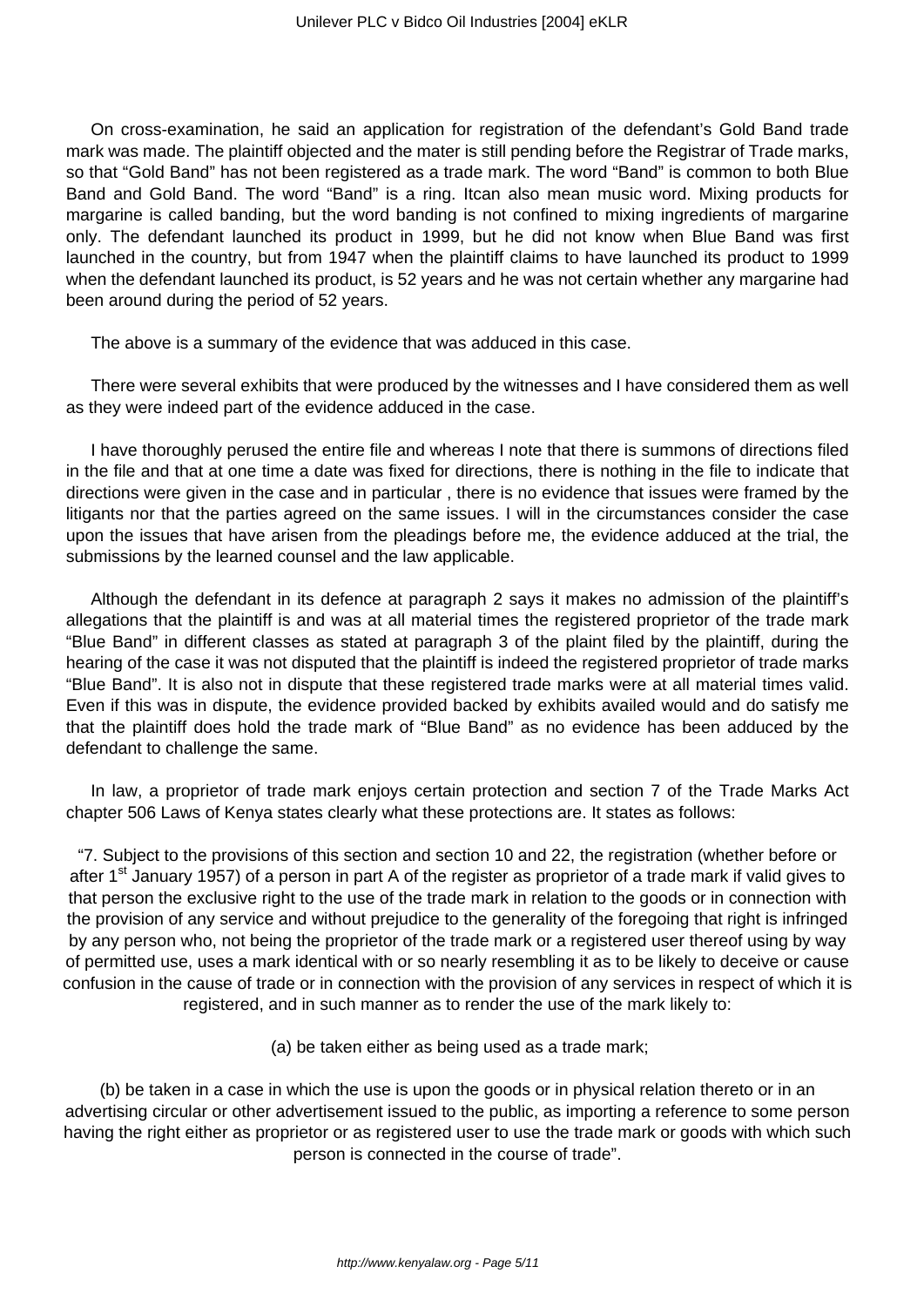On cross-examination, he said an application for registration of the defendant's Gold Band trade mark was made. The plaintiff objected and the mater is still pending before the Registrar of Trade marks, so that "Gold Band" has not been registered as a trade mark. The word "Band" is common to both Blue Band and Gold Band. The word "Band" is a ring. Itcan also mean music word. Mixing products for margarine is called banding, but the word banding is not confined to mixing ingredients of margarine only. The defendant launched its product in 1999, but he did not know when Blue Band was first launched in the country, but from 1947 when the plaintiff claims to have launched its product to 1999 when the defendant launched its product, is 52 years and he was not certain whether any margarine had been around during the period of 52 years.

The above is a summary of the evidence that was adduced in this case.

There were several exhibits that were produced by the witnesses and I have considered them as well as they were indeed part of the evidence adduced in the case.

I have thoroughly perused the entire file and whereas I note that there is summons of directions filed in the file and that at one time a date was fixed for directions, there is nothing in the file to indicate that directions were given in the case and in particular , there is no evidence that issues were framed by the litigants nor that the parties agreed on the same issues. I will in the circumstances consider the case upon the issues that have arisen from the pleadings before me, the evidence adduced at the trial, the submissions by the learned counsel and the law applicable.

Although the defendant in its defence at paragraph 2 says it makes no admission of the plaintiff's allegations that the plaintiff is and was at all material times the registered proprietor of the trade mark "Blue Band" in different classes as stated at paragraph 3 of the plaint filed by the plaintiff, during the hearing of the case it was not disputed that the plaintiff is indeed the registered proprietor of trade marks "Blue Band". It is also not in dispute that these registered trade marks were at all material times valid. Even if this was in dispute, the evidence provided backed by exhibits availed would and do satisfy me that the plaintiff does hold the trade mark of "Blue Band" as no evidence has been adduced by the defendant to challenge the same.

In law, a proprietor of trade mark enjoys certain protection and section 7 of the Trade Marks Act chapter 506 Laws of Kenya states clearly what these protections are. It states as follows:

"7. Subject to the provisions of this section and section 10 and 22, the registration (whether before or after 1st January 1957) of a person in part A of the register as proprietor of a trade mark if valid gives to that person the exclusive right to the use of the trade mark in relation to the goods or in connection with the provision of any service and without prejudice to the generality of the foregoing that right is infringed by any person who, not being the proprietor of the trade mark or a registered user thereof using by way of permitted use, uses a mark identical with or so nearly resembling it as to be likely to deceive or cause confusion in the cause of trade or in connection with the provision of any services in respect of which it is registered, and in such manner as to render the use of the mark likely to:

(a) be taken either as being used as a trade mark;

(b) be taken in a case in which the use is upon the goods or in physical relation thereto or in an advertising circular or other advertisement issued to the public, as importing a reference to some person having the right either as proprietor or as registered user to use the trade mark or goods with which such person is connected in the course of trade".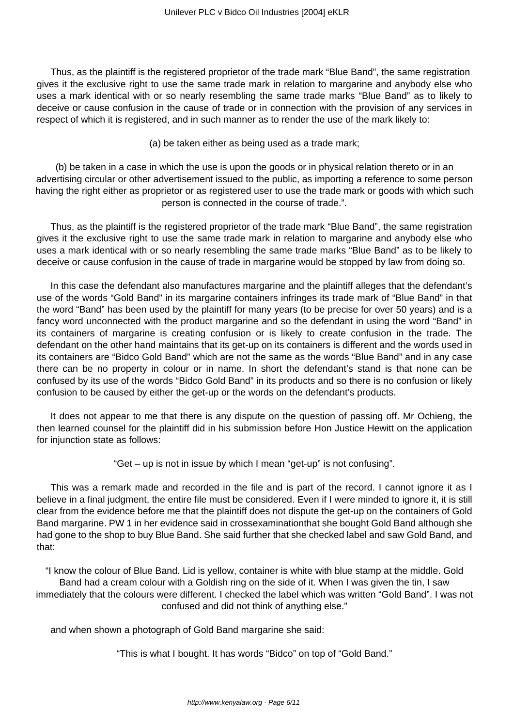Thus, as the plaintiff is the registered proprietor of the trade mark "Blue Band", the same registration gives it the exclusive right to use the same trade mark in relation to margarine and anybody else who uses a mark identical with or so nearly resembling the same trade marks "Blue Band" as to likely to deceive or cause confusion in the cause of trade or in connection with the provision of any services in respect of which it is registered, and in such manner as to render the use of the mark likely to:

(a) be taken either as being used as a trade mark;

(b) be taken in a case in which the use is upon the goods or in physical relation thereto or in an advertising circular or other advertisement issued to the public, as importing a reference to some person having the right either as proprietor or as registered user to use the trade mark or goods with which such person is connected in the course of trade.".

Thus, as the plaintiff is the registered proprietor of the trade mark "Blue Band", the same registration gives it the exclusive right to use the same trade mark in relation to margarine and anybody else who uses a mark identical with or so nearly resembling the same trade marks "Blue Band" as to be likely to deceive or cause confusion in the cause of trade in margarine would be stopped by law from doing so.

In this case the defendant also manufactures margarine and the plaintiff alleges that the defendant's use of the words "Gold Band" in its margarine containers infringes its trade mark of "Blue Band" in that the word "Band" has been used by the plaintiff for many years (to be precise for over 50 years) and is a fancy word unconnected with the product margarine and so the defendant in using the word "Band" in its containers of margarine is creating confusion or is likely to create confusion in the trade. The defendant on the other hand maintains that its get-up on its containers is different and the words used in its containers are "Bidco Gold Band" which are not the same as the words "Blue Band" and in any case there can be no property in colour or in name. In short the defendant's stand is that none can be confused by its use of the words "Bidco Gold Band" in its products and so there is no confusion or likely confusion to be caused by either the get-up or the words on the defendant's products.

It does not appear to me that there is any dispute on the question of passing off. Mr Ochieng, the then learned counsel for the plaintiff did in his submission before Hon Justice Hewitt on the application for injunction state as follows:

"Get – up is not in issue by which I mean "get-up" is not confusing".

This was a remark made and recorded in the file and is part of the record. I cannot ignore it as I believe in a final judgment, the entire file must be considered. Even if I were minded to ignore it, it is still clear from the evidence before me that the plaintiff does not dispute the get-up on the containers of Gold Band margarine. PW 1 in her evidence said in crossexaminationthat she bought Gold Band although she had gone to the shop to buy Blue Band. She said further that she checked label and saw Gold Band, and that:

"I know the colour of Blue Band. Lid is yellow, container is white with blue stamp at the middle. Gold Band had a cream colour with a Goldish ring on the side of it. When I was given the tin, I saw immediately that the colours were different. I checked the label which was written "Gold Band". I was not confused and did not think of anything else."

and when shown a photograph of Gold Band margarine she said:

"This is what I bought. It has words "Bidco" on top of "Gold Band."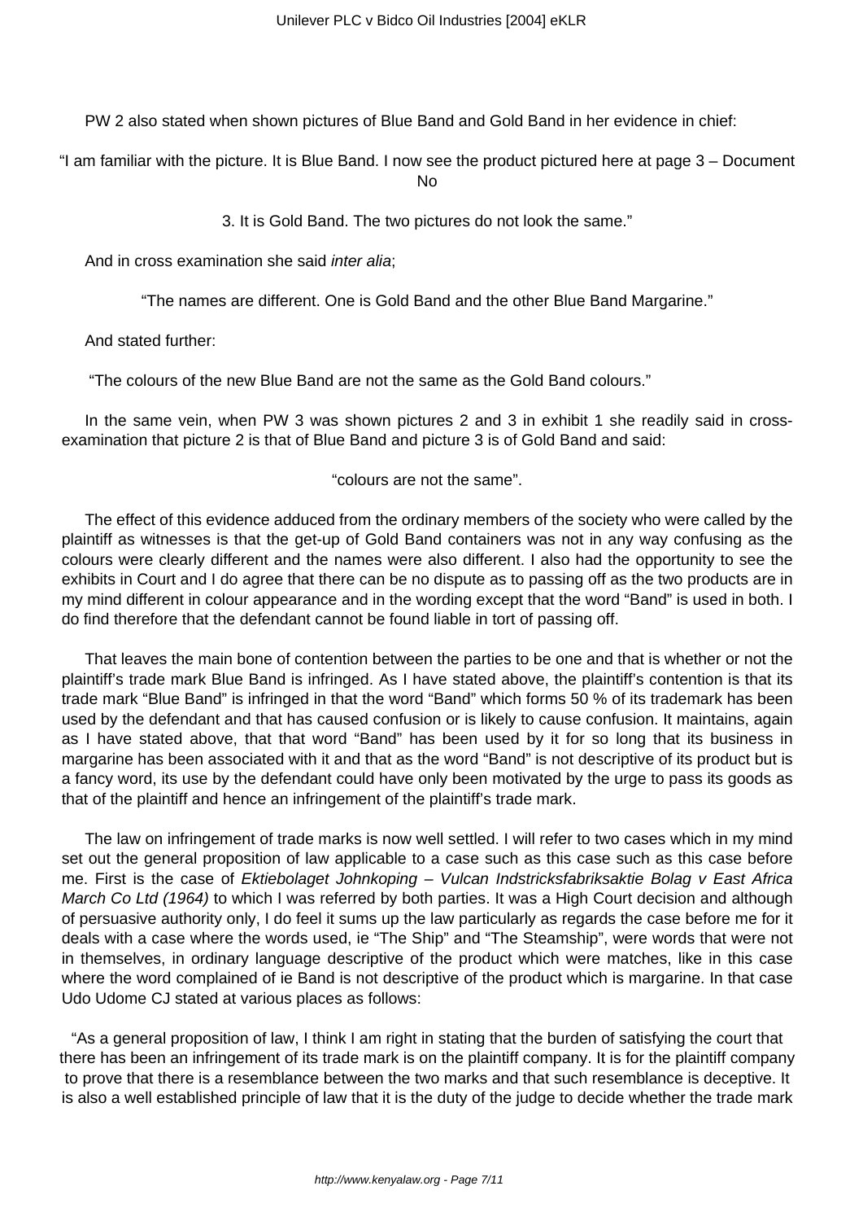PW 2 also stated when shown pictures of Blue Band and Gold Band in her evidence in chief:

"I am familiar with the picture. It is Blue Band. I now see the product pictured here at page 3 – Document No

3. It is Gold Band. The two pictures do not look the same."

And in cross examination she said *inter alia*;

"The names are different. One is Gold Band and the other Blue Band Margarine."

And stated further:

"The colours of the new Blue Band are not the same as the Gold Band colours."

In the same vein, when PW 3 was shown pictures 2 and 3 in exhibit 1 she readily said in cross-examination that picture 2 is that of Blue Band and picture 3 is of Gold Band and said:

"colours are not the same".

The effect of this evidence adduced from the ordinary members of the society who were called by the plaintiff as witnesses is that the get-up of Gold Band containers was not in any way confusing as the colours were clearly different and the names were also different. I also had the opportunity to see the exhibits in Court and I do agree that there can be no dispute as to passing off as the two products are in my mind different in colour appearance and in the wording except that the word "Band" is used in both. I do find therefore that the defendant cannot be found liable in tort of passing off.

That leaves the main bone of contention between the parties to be one and that is whether or not the plaintiff's trade mark Blue Band is infringed. As I have stated above, the plaintiff's contention is that its trade mark "Blue Band" is infringed in that the word "Band" which forms 50 % of its trademark has been used by the defendant and that has caused confusion or is likely to cause confusion. It maintains, again as I have stated above, that that word "Band" has been used by it for so long that its business in margarine has been associated with it and that as the word "Band" is not descriptive of its product but is a fancy word, its use by the defendant could have only been motivated by the urge to pass its goods as that of the plaintiff and hence an infringement of the plaintiff's trade mark.

The law on infringement of trade marks is now well settled. I will refer to two cases which in my mind set out the general proposition of law applicable to a case such as this case such as this case before me. First is the case of *Ektiebolaget Johnkoping – Vulcan Indstricksfabriksaktie Bolag v East Africa March Co Ltd (1964)* to which I was referred by both parties. It was a High Court decision and although of persuasive authority only, I do feel it sums up the law particularly as regards the case before me for it deals with a case where the words used, ie "The Ship" and "The Steamship", were words that were not in themselves, in ordinary language descriptive of the product which were matches, like in this case where the word complained of ie Band is not descriptive of the product which is margarine. In that case Udo Udome CJ stated at various places as follows:

"As a general proposition of law, I think I am right in stating that the burden of satisfying the court that there has been an infringement of its trade mark is on the plaintiff company. It is for the plaintiff company to prove that there is a resemblance between the two marks and that such resemblance is deceptive. It is also a well established principle of law that it is the duty of the judge to decide whether the trade mark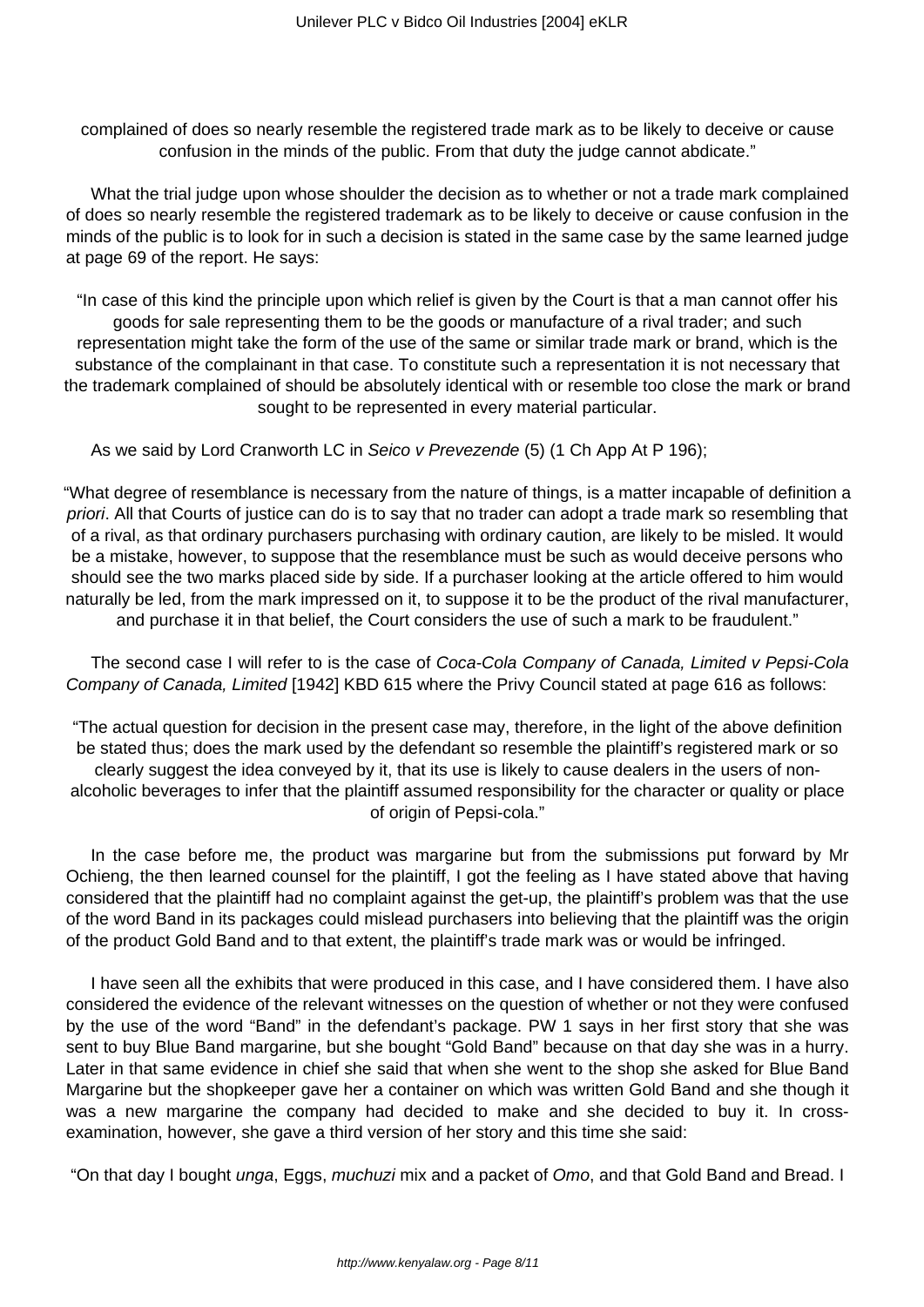complained of does so nearly resemble the registered trade mark as to be likely to deceive or cause confusion in the minds of the public. From that duty the judge cannot abdicate."

What the trial judge upon whose shoulder the decision as to whether or not a trade mark complained of does so nearly resemble the registered trademark as to be likely to deceive or cause confusion in the minds of the public is to look for in such a decision is stated in the same case by the same learned judge at page 69 of the report. He says:

"In case of this kind the principle upon which relief is given by the Court is that a man cannot offer his goods for sale representing them to be the goods or manufacture of a rival trader; and such representation might take the form of the use of the same or similar trade mark or brand, which is the substance of the complainant in that case. To constitute such a representation it is not necessary that the trademark complained of should be absolutely identical with or resemble too close the mark or brand sought to be represented in every material particular.

As we said by Lord Cranworth LC in *Seico v Prevezende* (5) (1 Ch App At P 196);

"What degree of resemblance is necessary from the nature of things, is a matter incapable of definition a *priori*. All that Courts of justice can do is to say that no trader can adopt a trade mark so resembling that of a rival, as that ordinary purchasers purchasing with ordinary caution, are likely to be misled. It would be a mistake, however, to suppose that the resemblance must be such as would deceive persons who should see the two marks placed side by side. If a purchaser looking at the article offered to him would naturally be led, from the mark impressed on it, to suppose it to be the product of the rival manufacturer, and purchase it in that belief, the Court considers the use of such a mark to be fraudulent."

The second case I will refer to is the case of *Coca-Cola Company of Canada, Limited v Pepsi-Cola Company of Canada, Limited* [1942] KBD 615 where the Privy Council stated at page 616 as follows:

"The actual question for decision in the present case may, therefore, in the light of the above definition be stated thus; does the mark used by the defendant so resemble the plaintiff's registered mark or so clearly suggest the idea conveyed by it, that its use is likely to cause dealers in the users of non-alcoholic beverages to infer that the plaintiff assumed responsibility for the character or quality or place of origin of Pepsi-cola."

In the case before me, the product was margarine but from the submissions put forward by Mr Ochieng, the then learned counsel for the plaintiff, I got the feeling as I have stated above that having considered that the plaintiff had no complaint against the get-up, the plaintiff's problem was that the use of the word Band in its packages could mislead purchasers into believing that the plaintiff was the origin of the product Gold Band and to that extent, the plaintiff's trade mark was or would be infringed.

I have seen all the exhibits that were produced in this case, and I have considered them. I have also considered the evidence of the relevant witnesses on the question of whether or not they were confused by the use of the word "Band" in the defendant's package. PW 1 says in her first story that she was sent to buy Blue Band margarine, but she bought "Gold Band" because on that day she was in a hurry. Later in that same evidence in chief she said that when she went to the shop she asked for Blue Band Margarine but the shopkeeper gave her a container on which was written Gold Band and she though it was a new margarine the company had decided to make and she decided to buy it. In cross-examination, however, she gave a third version of her story and this time she said:

"On that day I bought *unga*, Eggs, *muchuzi* mix and a packet of *Omo*, and that Gold Band and Bread. I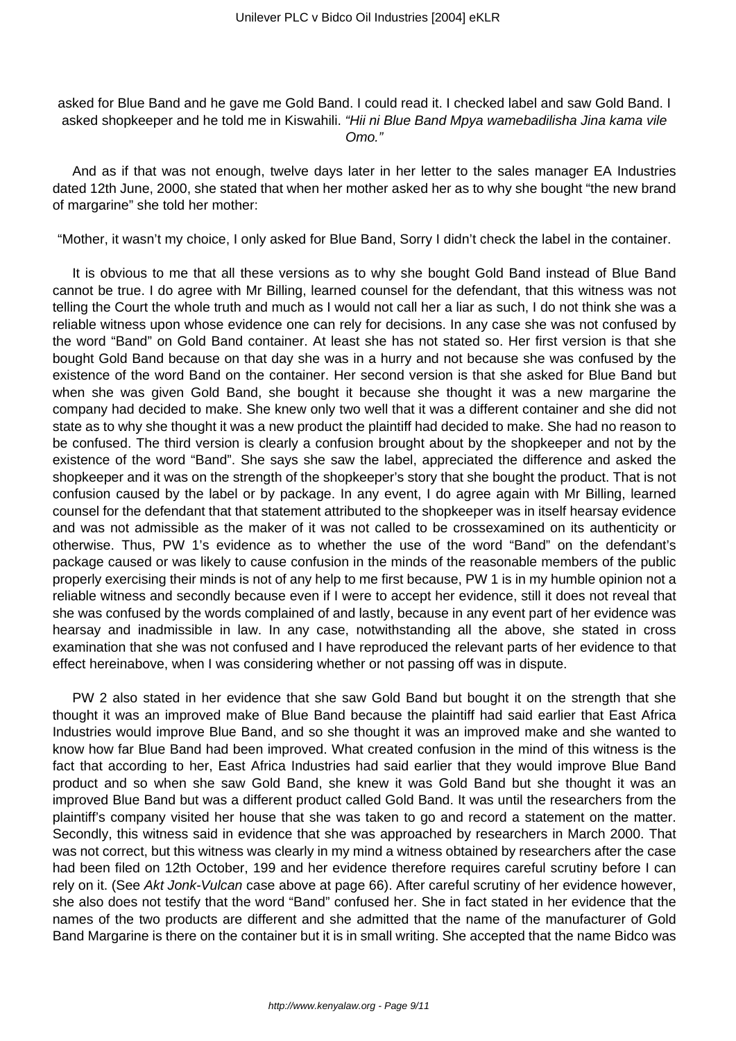asked for Blue Band and he gave me Gold Band. I could read it. I checked label and saw Gold Band. I asked shopkeeper and he told me in Kiswahili. *"Hii ni Blue Band Mpya wamebadilisha Jina kama vile Omo."*

And as if that was not enough, twelve days later in her letter to the sales manager EA Industries dated 12th June, 2000, she stated that when her mother asked her as to why she bought "the new brand of margarine" she told her mother:

"Mother, it wasn't my choice, I only asked for Blue Band, Sorry I didn't check the label in the container.

It is obvious to me that all these versions as to why she bought Gold Band instead of Blue Band cannot be true. I do agree with Mr Billing, learned counsel for the defendant, that this witness was not telling the Court the whole truth and much as I would not call her a liar as such, I do not think she was a reliable witness upon whose evidence one can rely for decisions. In any case she was not confused by the word "Band" on Gold Band container. At least she has not stated so. Her first version is that she bought Gold Band because on that day she was in a hurry and not because she was confused by the existence of the word Band on the container. Her second version is that she asked for Blue Band but when she was given Gold Band, she bought it because she thought it was a new margarine the company had decided to make. She knew only two well that it was a different container and she did not state as to why she thought it was a new product the plaintiff had decided to make. She had no reason to be confused. The third version is clearly a confusion brought about by the shopkeeper and not by the existence of the word "Band". She says she saw the label, appreciated the difference and asked the shopkeeper and it was on the strength of the shopkeeper's story that she bought the product. That is not confusion caused by the label or by package. In any event, I do agree again with Mr Billing, learned counsel for the defendant that that statement attributed to the shopkeeper was in itself hearsay evidence and was not admissible as the maker of it was not called to be crossexamined on its authenticity or otherwise. Thus, PW 1's evidence as to whether the use of the word "Band" on the defendant's package caused or was likely to cause confusion in the minds of the reasonable members of the public properly exercising their minds is not of any help to me first because, PW 1 is in my humble opinion not a reliable witness and secondly because even if I were to accept her evidence, still it does not reveal that she was confused by the words complained of and lastly, because in any event part of her evidence was hearsay and inadmissible in law. In any case, notwithstanding all the above, she stated in cross examination that she was not confused and I have reproduced the relevant parts of her evidence to that effect hereinabove, when I was considering whether or not passing off was in dispute.

PW 2 also stated in her evidence that she saw Gold Band but bought it on the strength that she thought it was an improved make of Blue Band because the plaintiff had said earlier that East Africa Industries would improve Blue Band, and so she thought it was an improved make and she wanted to know how far Blue Band had been improved. What created confusion in the mind of this witness is the fact that according to her, East Africa Industries had said earlier that they would improve Blue Band product and so when she saw Gold Band, she knew it was Gold Band but she thought it was an improved Blue Band but was a different product called Gold Band. It was until the researchers from the plaintiff's company visited her house that she was taken to go and record a statement on the matter. Secondly, this witness said in evidence that she was approached by researchers in March 2000. That was not correct, but this witness was clearly in my mind a witness obtained by researchers after the case had been filed on 12th October, 199 and her evidence therefore requires careful scrutiny before I can rely on it. (See *Akt Jonk-Vulcan* case above at page 66). After careful scrutiny of her evidence however, she also does not testify that the word "Band" confused her. She in fact stated in her evidence that the names of the two products are different and she admitted that the name of the manufacturer of Gold Band Margarine is there on the container but it is in small writing. She accepted that the name Bidco was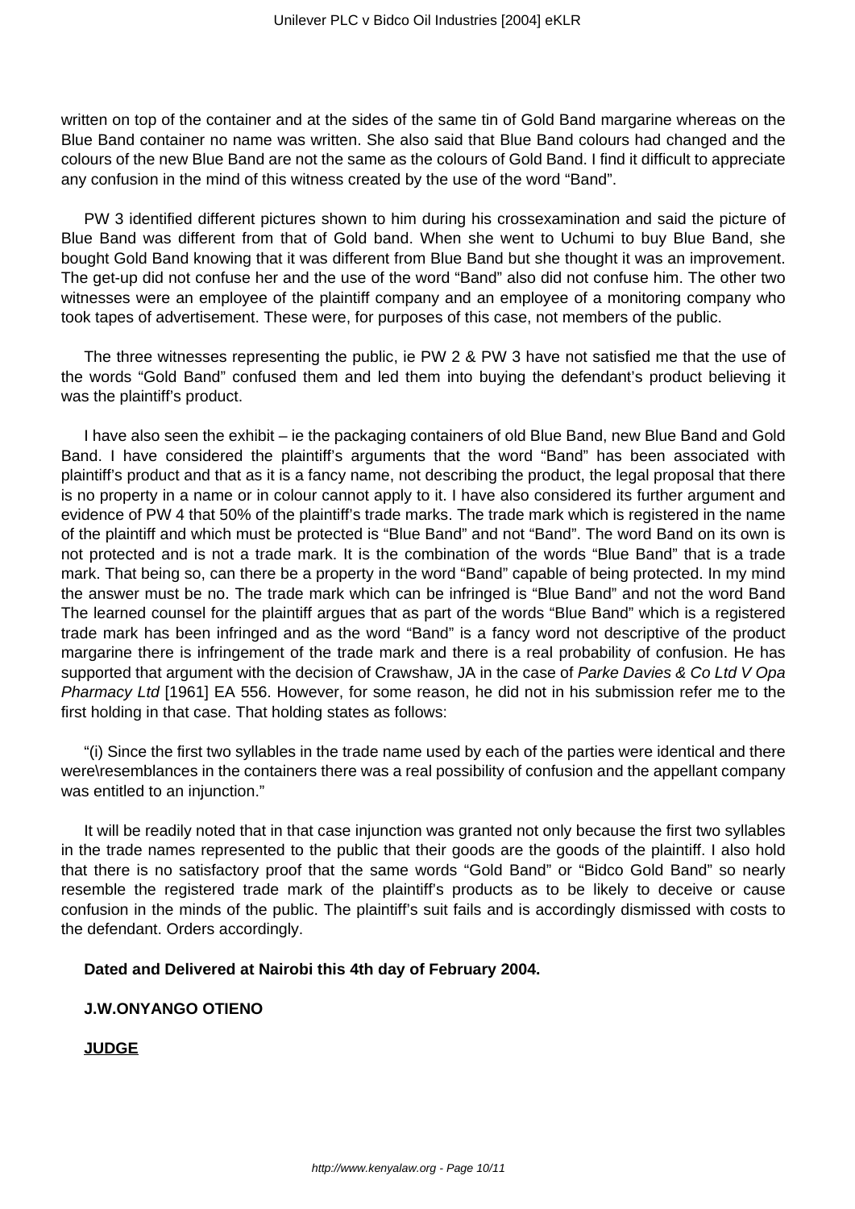written on top of the container and at the sides of the same tin of Gold Band margarine whereas on the Blue Band container no name was written. She also said that Blue Band colours had changed and the colours of the new Blue Band are not the same as the colours of Gold Band. I find it difficult to appreciate any confusion in the mind of this witness created by the use of the word "Band".

PW 3 identified different pictures shown to him during his crossexamination and said the picture of Blue Band was different from that of Gold band. When she went to Uchumi to buy Blue Band, she bought Gold Band knowing that it was different from Blue Band but she thought it was an improvement. The get-up did not confuse her and the use of the word "Band" also did not confuse him. The other two witnesses were an employee of the plaintiff company and an employee of a monitoring company who took tapes of advertisement. These were, for purposes of this case, not members of the public.

The three witnesses representing the public, ie PW 2 & PW 3 have not satisfied me that the use of the words "Gold Band" confused them and led them into buying the defendant's product believing it was the plaintiff's product.

I have also seen the exhibit – ie the packaging containers of old Blue Band, new Blue Band and Gold Band. I have considered the plaintiff's arguments that the word "Band" has been associated with plaintiff's product and that as it is a fancy name, not describing the product, the legal proposal that there is no property in a name or in colour cannot apply to it. I have also considered its further argument and evidence of PW 4 that 50% of the plaintiff's trade marks. The trade mark which is registered in the name of the plaintiff and which must be protected is "Blue Band" and not "Band". The word Band on its own is not protected and is not a trade mark. It is the combination of the words "Blue Band" that is a trade mark. That being so, can there be a property in the word "Band" capable of being protected. In my mind the answer must be no. The trade mark which can be infringed is "Blue Band" and not the word Band The learned counsel for the plaintiff argues that as part of the words "Blue Band" which is a registered trade mark has been infringed and as the word "Band" is a fancy word not descriptive of the product margarine there is infringement of the trade mark and there is a real probability of confusion. He has supported that argument with the decision of Crawshaw, JA in the case of *Parke Davies & Co Ltd V Opa Pharmacy Ltd* [1961] EA 556. However, for some reason, he did not in his submission refer me to the first holding in that case. That holding states as follows:

"(i) Since the first two syllables in the trade name used by each of the parties were identical and there were\resemblances in the containers there was a real possibility of confusion and the appellant company was entitled to an injunction."

It will be readily noted that in that case injunction was granted not only because the first two syllables in the trade names represented to the public that their goods are the goods of the plaintiff. I also hold that there is no satisfactory proof that the same words "Gold Band" or "Bidco Gold Band" so nearly resemble the registered trade mark of the plaintiff's products as to be likely to deceive or cause confusion in the minds of the public. The plaintiff's suit fails and is accordingly dismissed with costs to the defendant. Orders accordingly.

**Dated and Delivered at Nairobi this 4th day of February 2004.**

**J.W.ONYANGO OTIENO**

**<u>JUDGE</u>**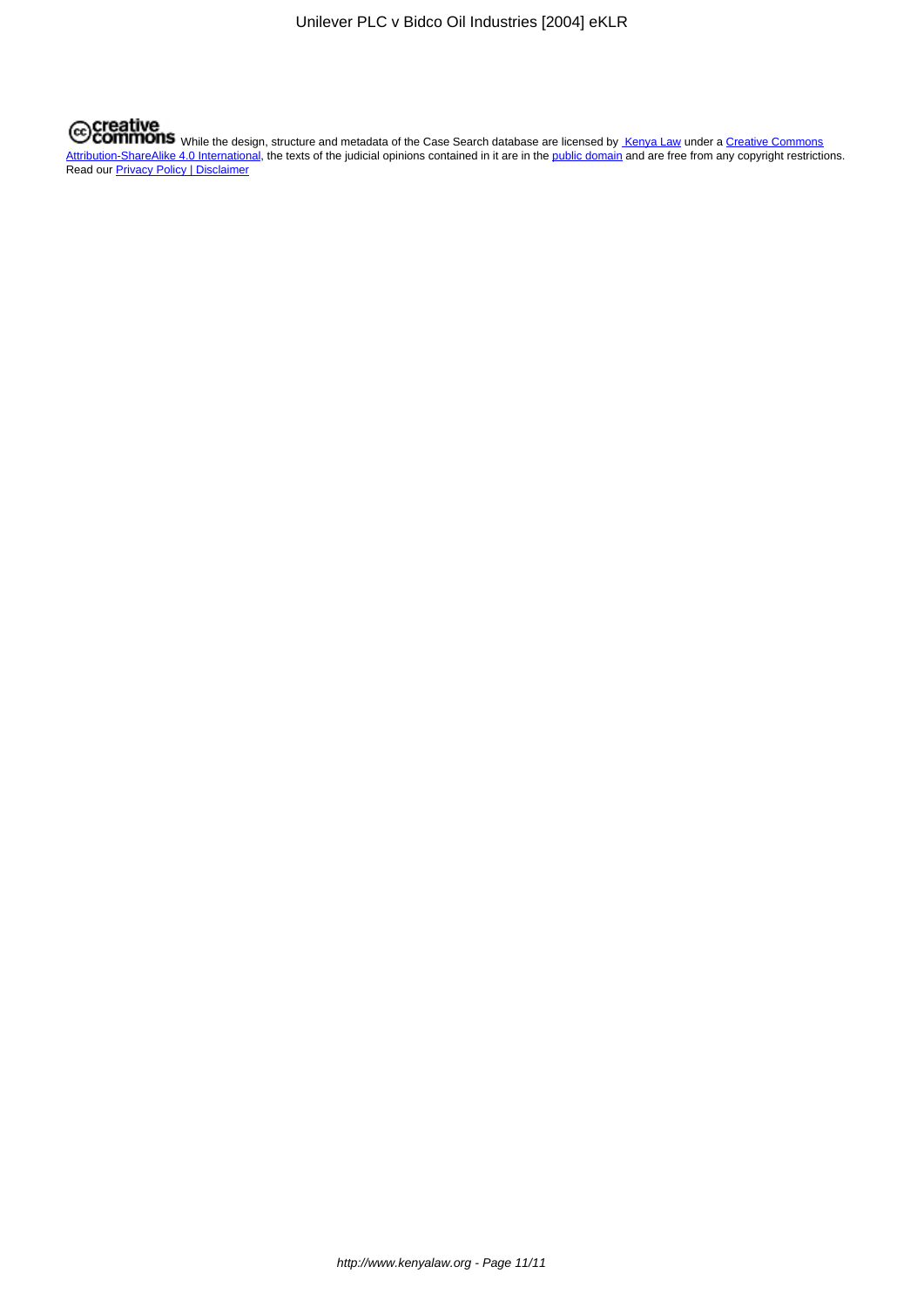While the design, structure and metadata of the Case Search database are licensed by Kenya Law under a Creative Commons Attribution-ShareAlike 4.0 International, the texts of the judicial opinions contained in it are in the public domain and are free from any copyright restrictions. Read our Privacy Policy | Disclaimer